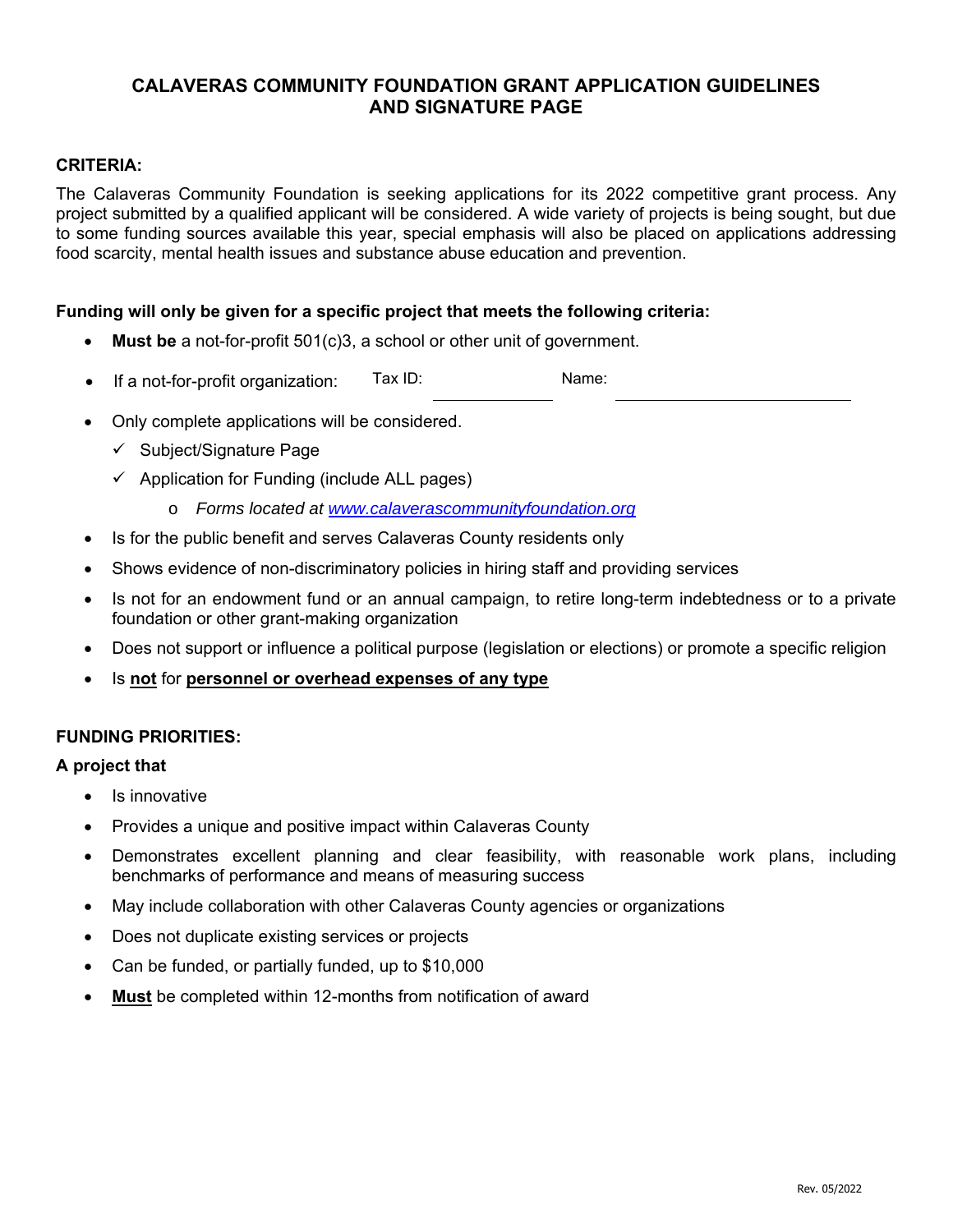# CALAVERAS COMMUNITY FOUNDATION GRANT APPLICATION GUIDELINES AND SIGNATURE PAGE

## CRITERIA:

The Calaveras Community Foundation is seeking applications for its 2022 competitive grant process. Any project submitted by a qualified applicant will be considered. A wide variety of projects is being sought, but due to some funding sources available this year, special emphasis will also be placed on applications addressing food scarcity, mental health issues and substance abuse education and prevention.

**Funding will only be given for a specific project that meets the following criteria:**

- **Must be** a not-for-profit 501(c)3, a school or other unit of government.
- If a not-for-profit organization: Tax ID: ____________ Name: ______________________
- Only complete applications will be considered.
  - ✓ Subject/Signature Page
  - ✓ Application for Funding (include ALL pages)
    - *Forms located at [www.calaverascommunityfoundation.org](www.calaverascommunityfoundation.org)*
- Is for the public benefit and serves Calaveras County residents only
- Shows evidence of non-discriminatory policies in hiring staff and providing services
- Is not for an endowment fund or an annual campaign, to retire long-term indebtedness or to a private foundation or other grant-making organization
- Does not support or influence a political purpose (legislation or elections) or promote a specific religion
- Is **not** for **personnel or overhead expenses of any type**

## FUNDING PRIORITIES:

**A project that**

- Is innovative
- Provides a unique and positive impact within Calaveras County
- Demonstrates excellent planning and clear feasibility, with reasonable work plans, including benchmarks of performance and means of measuring success
- May include collaboration with other Calaveras County agencies or organizations
- Does not duplicate existing services or projects
- Can be funded, or partially funded, up to $10,000
- **Must** be completed within 12-months from notification of award

Rev. 05/2022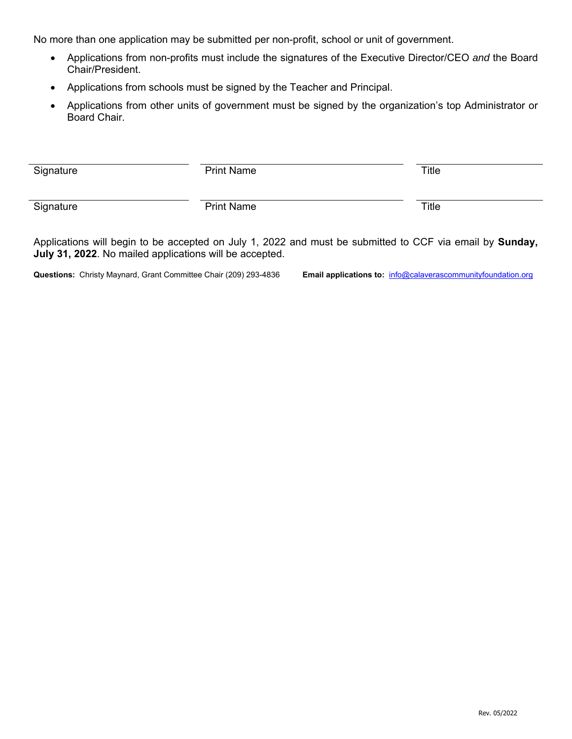No more than one application may be submitted per non-profit, school or unit of government.

- Applications from non-profits must include the signatures of the Executive Director/CEO *and* the Board Chair/President.
- Applications from schools must be signed by the Teacher and Principal.
- Applications from other units of government must be signed by the organization's top Administrator or Board Chair.

| | | |
|---|---|---|
| Signature | Print Name | Title |
| Signature | Print Name | Title |

Applications will begin to be accepted on July 1, 2022 and must be submitted to CCF via email by **Sunday, July 31, 2022**. No mailed applications will be accepted.

**Questions:** Christy Maynard, Grant Committee Chair (209) 293-4836 **Email applications to:** info@calaverascommunityfoundation.org

Rev. 05/2022